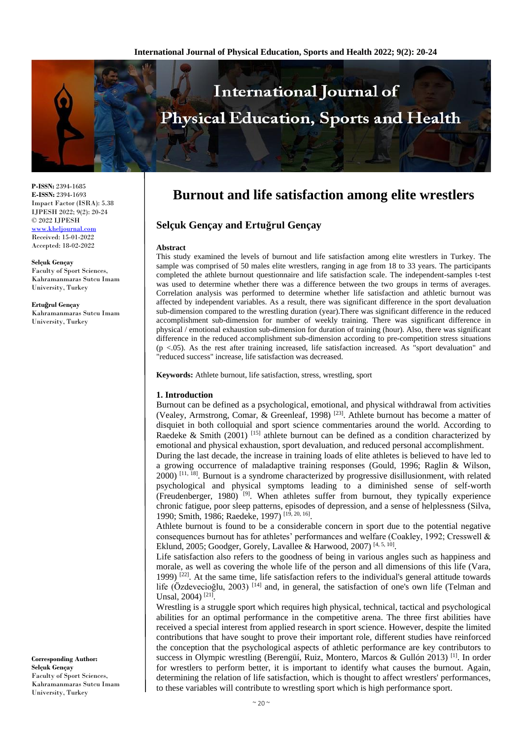# Burnout and life satisfaction among elite wrestlers

## Selçuk Gençay and Ertuğrul Gençay

**P-ISSN:** 2394-1685
**E-ISSN:** 2394-1693
Impact Factor (ISRA): 5.38
IJPESH 2022; 9(2): 20-24
© 2022 IJPESH
www.kheljournal.com
Received: 15-01-2022
Accepted: 18-02-2022

**Selçuk Gençay**
Faculty of Sport Sciences, Kahramanmaras Sutcu Imam University, Turkey

**Ertuğrul Gençay**
Kahramanmaras Sutcu Imam University, Turkey

**Corresponding Author:**
**Selçuk Gençay**
Faculty of Sport Sciences, Kahramanmaras Sutcu Imam University, Turkey

**Abstract**

This study examined the levels of burnout and life satisfaction among elite wrestlers in Turkey. The sample was comprised of 50 males elite wrestlers, ranging in age from 18 to 33 years. The participants completed the athlete burnout questionnaire and life satisfaction scale. The independent-samples t-test was used to determine whether there was a difference between the two groups in terms of averages. Correlation analysis was performed to determine whether life satisfaction and athletic burnout was affected by independent variables. As a result, there was significant difference in the sport devaluation sub-dimension compared to the wrestling duration (year).There was significant difference in the reduced accomplishment sub-dimension for number of weekly training. There was significant difference in physical / emotional exhaustion sub-dimension for duration of training (hour). Also, there was significant difference in the reduced accomplishment sub-dimension according to pre-competition stress situations ($p < .05$). As the rest after training increased, life satisfaction increased. As "sport devaluation" and "reduced success" increase, life satisfaction was decreased.

**Keywords:** Athlete burnout, life satisfaction, stress, wrestling, sport

### 1. Introduction

Burnout can be defined as a psychological, emotional, and physical withdrawal from activities (Vealey, Armstrong, Comar, & Greenleaf, 1998) [23]. Athlete burnout has become a matter of disquiet in both colloquial and sport science commentaries around the world. According to Raedeke & Smith (2001) [15] athlete burnout can be defined as a condition characterized by emotional and physical exhaustion, sport devaluation, and reduced personal accomplishment.

During the last decade, the increase in training loads of elite athletes is believed to have led to a growing occurrence of maladaptive training responses (Gould, 1996; Raglin & Wilson, 2000) [11, 18]. Burnout is a syndrome characterized by progressive disillusionment, with related psychological and physical symptoms leading to a diminished sense of self-worth (Freudenberger, 1980) [9]. When athletes suffer from burnout, they typically experience chronic fatigue, poor sleep patterns, episodes of depression, and a sense of helplessness (Silva, 1990; Smith, 1986; Raedeke, 1997) [19, 20, 16].

Athlete burnout is found to be a considerable concern in sport due to the potential negative consequences burnout has for athletes' performances and welfare (Coakley, 1992; Cresswell & Eklund, 2005; Goodger, Gorely, Lavallee & Harwood, 2007) [4, 5, 10].

Life satisfaction also refers to the goodness of being in various angles such as happiness and morale, as well as covering the whole life of the person and all dimensions of this life (Vara, 1999) [22]. At the same time, life satisfaction refers to the individual's general attitude towards life (Özdevecioğlu, 2003) [14] and, in general, the satisfaction of one's own life (Telman and Unsal, 2004) [21].

Wrestling is a struggle sport which requires high physical, technical, tactical and psychological abilities for an optimal performance in the competitive arena. The three first abilities have received a special interest from applied research in sport science. However, despite the important contributions that have sought to prove their important role, different studies have reinforced the conception that the psychological aspects of athletic performance are key contributors to success in Olympic wrestling (Berengüí, Ruiz, Montero, Marcos & Gullón 2013) [1]. In order for wrestlers to perform better, it is important to identify what causes the burnout. Again, determining the relation of life satisfaction, which is thought to affect wrestlers' performances, to these variables will contribute to wrestling sport which is high performance sport.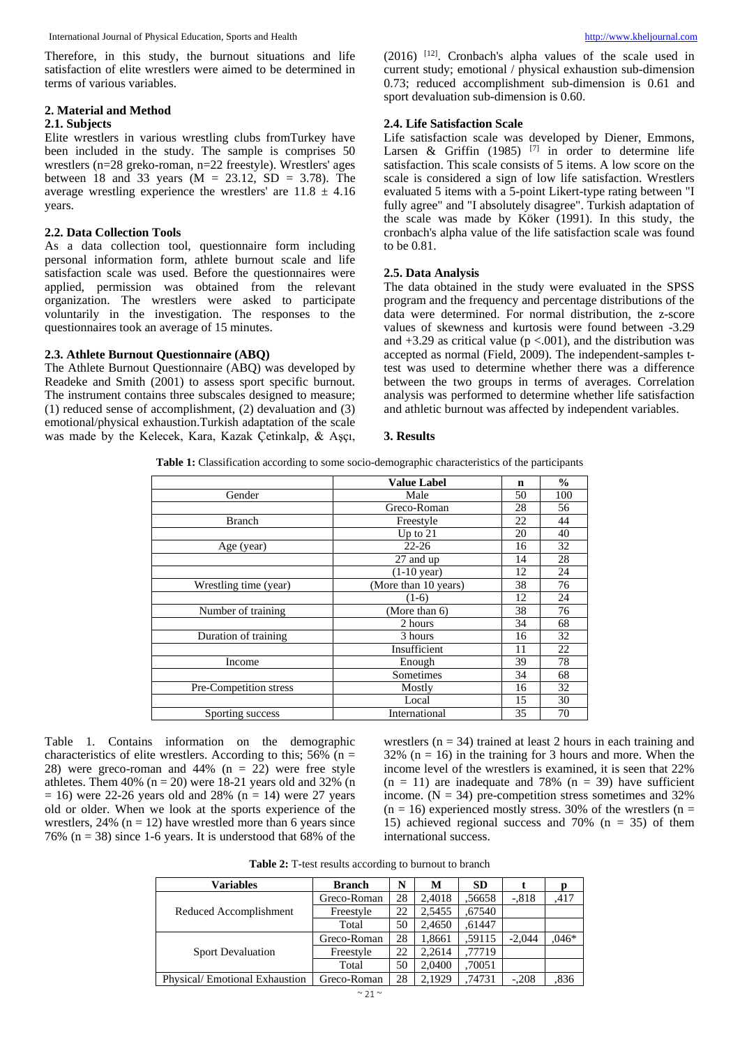Therefore, in this study, the burnout situations and life satisfaction of elite wrestlers were aimed to be determined in terms of various variables.

## 2. Material and Method

### 2.1. Subjects

Elite wrestlers in various wrestling clubs fromTurkey have been included in the study. The sample is comprises 50 wrestlers (n=28 greko-roman, n=22 freestyle). Wrestlers' ages between 18 and 33 years (M = 23.12, SD = 3.78). The average wrestling experience the wrestlers' are 11.8 ± 4.16 years.

### 2.2. Data Collection Tools

As a data collection tool, questionnaire form including personal information form, athlete burnout scale and life satisfaction scale was used. Before the questionnaires were applied, permission was obtained from the relevant organization. The wrestlers were asked to participate voluntarily in the investigation. The responses to the questionnaires took an average of 15 minutes.

### 2.3. Athlete Burnout Questionnaire (ABQ)

The Athlete Burnout Questionnaire (ABQ) was developed by Readeke and Smith (2001) to assess sport specific burnout. The instrument contains three subscales designed to measure; (1) reduced sense of accomplishment, (2) devaluation and (3) emotional/physical exhaustion.Turkish adaptation of the scale was made by the Kelecek, Kara, Kazak Çetinkalp, & Aşçı, (2016) [12]. Cronbach's alpha values of the scale used in current study; emotional / physical exhaustion sub-dimension 0.73; reduced accomplishment sub-dimension is 0.61 and sport devaluation sub-dimension is 0.60.

### 2.4. Life Satisfaction Scale

Life satisfaction scale was developed by Diener, Emmons, Larsen & Griffin (1985) [7] in order to determine life satisfaction. This scale consists of 5 items. A low score on the scale is considered a sign of low life satisfaction. Wrestlers evaluated 5 items with a 5-point Likert-type rating between "I fully agree" and "I absolutely disagree". Turkish adaptation of the scale was made by Köker (1991). In this study, the cronbach's alpha value of the life satisfaction scale was found to be 0.81.

### 2.5. Data Analysis

The data obtained in the study were evaluated in the SPSS program and the frequency and percentage distributions of the data were determined. For normal distribution, the z-score values of skewness and kurtosis were found between -3.29 and +3.29 as critical value (p <.001), and the distribution was accepted as normal (Field, 2009). The independent-samples t-test was used to determine whether there was a difference between the two groups in terms of averages. Correlation analysis was performed to determine whether life satisfaction and athletic burnout was affected by independent variables.

## 3. Results

**Table 1:** Classification according to some socio-demographic characteristics of the participants

| | Value Label | n | % |
|---|---|---|---|
| Gender | Male | 50 | 100 |
| | Greco-Roman | 28 | 56 |
| Branch | Freestyle | 22 | 44 |
| | Up to 21 | 20 | 40 |
| Age (year) | 22-26 | 16 | 32 |
| | 27 and up | 14 | 28 |
| | (1-10 year) | 12 | 24 |
| Wrestling time (year) | (More than 10 years) | 38 | 76 |
| | (1-6) | 12 | 24 |
| Number of training | (More than 6) | 38 | 76 |
| | 2 hours | 34 | 68 |
| Duration of training | 3 hours | 16 | 32 |
| | Insufficient | 11 | 22 |
| Income | Enough | 39 | 78 |
| | Sometimes | 34 | 68 |
| Pre-Competition stress | Mostly | 16 | 32 |
| | Local | 15 | 30 |
| Sporting success | International | 35 | 70 |

Table 1. Contains information on the demographic characteristics of elite wrestlers. According to this; 56% (n = 28) were greco-roman and 44% (n = 22) were free style athletes. Them 40% (n = 20) were 18-21 years old and 32% (n = 16) were 22-26 years old and 28% (n = 14) were 27 years old or older. When we look at the sports experience of the wrestlers, 24% (n = 12) have wrestled more than 6 years since 76% (n = 38) since 1-6 years. It is understood that 68% of the wrestlers (n = 34) trained at least 2 hours in each training and 32% (n = 16) in the training for 3 hours and more. When the income level of the wrestlers is examined, it is seen that 22% (n = 11) are inadequate and 78% (n = 39) have sufficient income. (N = 34) pre-competition stress sometimes and 32% (n = 16) experienced mostly stress. 30% of the wrestlers (n = 15) achieved regional success and 70% (n = 35) of them international success.

**Table 2:** T-test results according to burnout to branch

| Variables | Branch | N | M | SD | t | p |
|---|---|---|---|---|---|---|
| Reduced Accomplishment | Greco-Roman | 28 | 2,4018 | ,56658 | -,818 | ,417 |
| | Freestyle | 22 | 2,5455 | ,67540 | | |
| | Total | 50 | 2,4650 | ,61447 | | |
| Sport Devaluation | Greco-Roman | 28 | 1,8661 | ,59115 | -2,044 | ,046* |
| | Freestyle | 22 | 2,2614 | ,77719 | | |
| | Total | 50 | 2,0400 | ,70051 | | |
| Physical/ Emotional Exhaustion | Greco-Roman | 28 | 2,1929 | ,74731 | -,208 | ,836 |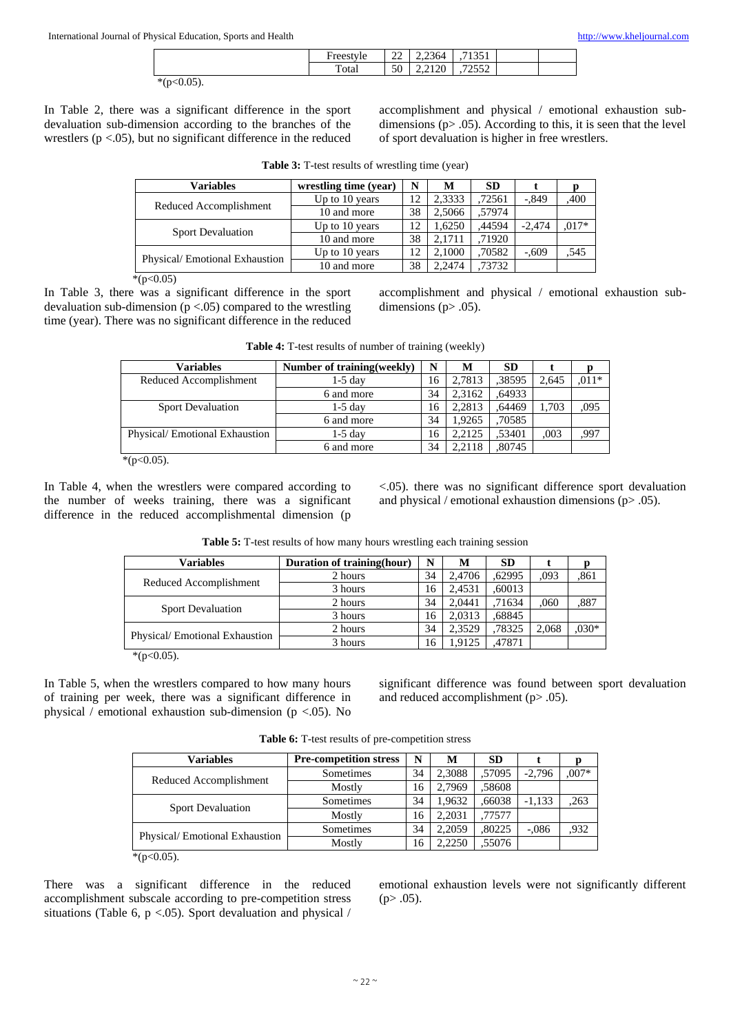|  | Freestyle | 22 | 2,2364 | ,71351 |  |  |
|---|---|---|---|---|---|---|
|  | Total | 50 | 2,2120 | ,72552 |  |  |

*(p<0.05).

In Table 2, there was a significant difference in the sport devaluation sub-dimension according to the branches of the wrestlers (p <.05), but no significant difference in the reduced accomplishment and physical / emotional exhaustion sub-dimensions (p> .05). According to this, it is seen that the level of sport devaluation is higher in free wrestlers.

**Table 3:** T-test results of wrestling time (year)

| Variables | wrestling time (year) | N | M | SD | t | p |
|---|---|---|---|---|---|---|
| Reduced Accomplishment | Up to 10 years | 12 | 2,3333 | ,72561 | -,849 | ,400 |
|  | 10 and more | 38 | 2,5066 | ,57974 |  |  |
| Sport Devaluation | Up to 10 years | 12 | 1,6250 | ,44594 | -2,474 | ,017* |
|  | 10 and more | 38 | 2,1711 | ,71920 |  |  |
| Physical/ Emotional Exhaustion | Up to 10 years | 12 | 2,1000 | ,70582 | -,609 | ,545 |
|  | 10 and more | 38 | 2,2474 | ,73732 |  |  |

*(p<0.05)

In Table 3, there was a significant difference in the sport devaluation sub-dimension (p <.05) compared to the wrestling time (year). There was no significant difference in the reduced accomplishment and physical / emotional exhaustion sub-dimensions (p> .05).

**Table 4:** T-test results of number of training (weekly)

| Variables | Number of training(weekly) | N | M | SD | t | p |
|---|---|---|---|---|---|---|
| Reduced Accomplishment | 1-5 day | 16 | 2,7813 | ,38595 | 2,645 | ,011* |
|  | 6 and more | 34 | 2,3162 | ,64933 |  |  |
| Sport Devaluation | 1-5 day | 16 | 2,2813 | ,64469 | 1,703 | ,095 |
|  | 6 and more | 34 | 1,9265 | ,70585 |  |  |
| Physical/ Emotional Exhaustion | 1-5 day | 16 | 2,2125 | ,53401 | ,003 | ,997 |
|  | 6 and more | 34 | 2,2118 | ,80745 |  |  |

*(p<0.05).

In Table 4, when the wrestlers were compared according to the number of weeks training, there was a significant difference in the reduced accomplishmental dimension (p <.05). there was no significant difference sport devaluation and physical / emotional exhaustion dimensions (p> .05).

**Table 5:** T-test results of how many hours wrestling each training session

| Variables | Duration of training(hour) | N | M | SD | t | p |
|---|---|---|---|---|---|---|
| Reduced Accomplishment | 2 hours | 34 | 2,4706 | ,62995 | ,093 | ,861 |
|  | 3 hours | 16 | 2,4531 | ,60013 |  |  |
| Sport Devaluation | 2 hours | 34 | 2,0441 | ,71634 | ,060 | ,887 |
|  | 3 hours | 16 | 2,0313 | ,68845 |  |  |
| Physical/ Emotional Exhaustion | 2 hours | 34 | 2,3529 | ,78325 | 2,068 | ,030* |
|  | 3 hours | 16 | 1,9125 | ,47871 |  |  |

*(p<0.05).

In Table 5, when the wrestlers compared to how many hours of training per week, there was a significant difference in physical / emotional exhaustion sub-dimension (p <.05). No significant difference was found between sport devaluation and reduced accomplishment (p> .05).

**Table 6:** T-test results of pre-competition stress

| Variables | Pre-competition stress | N | M | SD | t | p |
|---|---|---|---|---|---|---|
| Reduced Accomplishment | Sometimes | 34 | 2,3088 | ,57095 | -2,796 | ,007* |
|  | Mostly | 16 | 2,7969 | ,58608 |  |  |
| Sport Devaluation | Sometimes | 34 | 1,9632 | ,66038 | -1,133 | ,263 |
|  | Mostly | 16 | 2,2031 | ,77577 |  |  |
| Physical/ Emotional Exhaustion | Sometimes | 34 | 2,2059 | ,80225 | -,086 | ,932 |
|  | Mostly | 16 | 2,2250 | ,55076 |  |  |

*(p<0.05).

There was a significant difference in the reduced accomplishment subscale according to pre-competition stress situations (Table 6, p <.05). Sport devaluation and physical / emotional exhaustion levels were not significantly different (p> .05).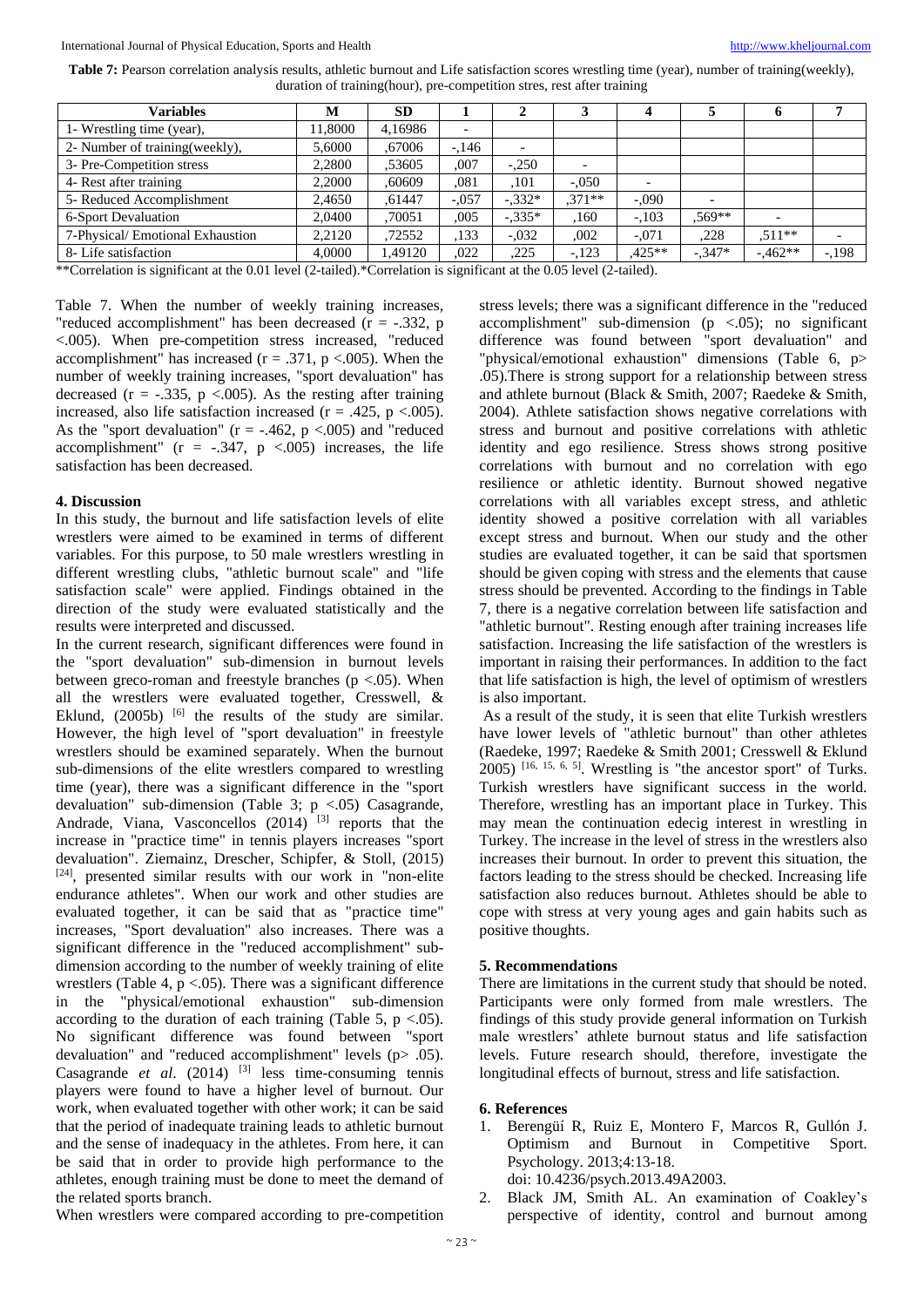**Table 7:** Pearson correlation analysis results, athletic burnout and Life satisfaction scores wrestling time (year), number of training(weekly), duration of training(hour), pre-competition stres, rest after training

| Variables | M | SD | 1 | 2 | 3 | 4 | 5 | 6 | 7 |
|---|---|---|---|---|---|---|---|---|---|
| 1- Wrestling time (year), | 11,8000 | 4,16986 | - | | | | | | |
| 2- Number of training(weekly), | 5,6000 | ,67006 | -,146 | - | | | | | |
| 3- Pre-Competition stress | 2,2800 | ,53605 | ,007 | -,250 | - | | | | |
| 4- Rest after training | 2,2000 | ,60609 | ,081 | ,101 | -,050 | - | | | |
| 5- Reduced Accomplishment | 2,4650 | ,61447 | -,057 | -,332* | ,371** | -,090 | - | | |
| 6-Sport Devaluation | 2,0400 | ,70051 | ,005 | -,335* | ,160 | -,103 | ,569** | - | |
| 7-Physical/ Emotional Exhaustion | 2,2120 | ,72552 | ,133 | -,032 | ,002 | -,071 | ,228 | ,511** | - |
| 8- Life satisfaction | 4,0000 | 1,49120 | ,022 | ,225 | -,123 | ,425** | -,347* | -,462** | -,198 |

**Correlation is significant at the 0.01 level (2-tailed).*Correlation is significant at the 0.05 level (2-tailed).

Table 7. When the number of weekly training increases, "reduced accomplishment" has been decreased ($r = -.332$, $p < .005$). When pre-competition stress increased, "reduced accomplishment" has increased ($r = .371$, $p < .005$). As the number of weekly training increases, "sport devaluation" has decreased ($r = -.335$, $p < .005$). As the resting after training increased, also life satisfaction increased ($r = .425$, $p < .005$). As the "sport devaluation" ($r = -.462$, $p < .005$) and "reduced accomplishment" ($r = -.347$, $p < .005$) increases, the life satisfaction has been decreased.

## 4. Discussion

In this study, the burnout and life satisfaction levels of elite wrestlers were aimed to be examined in terms of different variables. For this purpose, to 50 male wrestlers wrestling in different wrestling clubs, "athletic burnout scale" and "life satisfaction scale" were applied. Findings obtained in the direction of the study were evaluated statistically and the results were interpreted and discussed.

In the current research, significant differences were found in the "sport devaluation" sub-dimension in burnout levels between greco-roman and freestyle branches ($p < .05$). When all the wrestlers were evaluated together, Cresswell, & Eklund, (2005b) [6] the results of the study are similar. However, the high level of "sport devaluation" in freestyle wrestlers should be examined separately. When the burnout sub-dimensions of the elite wrestlers compared to wrestling time (year), there was a significant difference in the "sport devaluation" sub-dimension (Table 3; $p < .05$) Casagrande, Andrade, Viana, Vasconcellos (2014) [3] reports that the increase in "practice time" in tennis players increases "sport devaluation". Ziemainz, Drescher, Schipfer, & Stoll, (2015) [24], presented similar results with our work in "non-elite endurance athletes". When our work and other studies are evaluated together, it can be said that as "practice time" increases, "Sport devaluation" also increases. There was a significant difference in the "reduced accomplishment" sub-dimension according to the number of weekly training of elite wrestlers (Table 4, $p < .05$). There was a significant difference in the "physical/emotional exhaustion" sub-dimension according to the duration of each training (Table 5, $p < .05$). No significant difference was found between "sport devaluation" and "reduced accomplishment" levels ($p > .05$). Casagrande *et al*. (2014) [3] less time-consuming tennis players were found to have a higher level of burnout. Our work, when evaluated together with other work; it can be said that the period of inadequate training leads to athletic burnout and the sense of inadequacy in the athletes. From here, it can be said that in order to provide high performance to the athletes, enough training must be done to meet the demand of the related sports branch.

When wrestlers were compared according to pre-competition stress levels; there was a significant difference in the "reduced accomplishment" sub-dimension ($p < .05$); no significant difference was found between "sport devaluation" and "physical/emotional exhaustion" dimensions (Table 6, $p > .05$).There is strong support for a relationship between stress and athlete burnout (Black & Smith, 2007; Raedeke & Smith, 2004). Athlete satisfaction shows negative correlations with stress and burnout and positive correlations with athletic identity and ego resilience. Stress shows strong positive correlations with burnout and no correlation with ego resilience or athletic identity. Burnout showed negative correlations with all variables except stress, and athletic identity showed a positive correlation with all variables except stress and burnout. When our study and the other studies are evaluated together, it can be said that sportsmen should be given coping with stress and the elements that cause stress should be prevented. According to the findings in Table 7, there is a negative correlation between life satisfaction and "athletic burnout". Resting enough after training increases life satisfaction. Increasing the life satisfaction of the wrestlers is important in raising their performances. In addition to the fact that life satisfaction is high, the level of optimism of wrestlers is also important.

As a result of the study, it is seen that elite Turkish wrestlers have lower levels of "athletic burnout" than other athletes (Raedeke, 1997; Raedeke & Smith 2001; Cresswell & Eklund 2005) [16, 15, 6, 5]. Wrestling is "the ancestor sport" of Turks. Turkish wrestlers have significant success in the world. Therefore, wrestling has an important place in Turkey. This may mean the continuation edecig interest in wrestling in Turkey. The increase in the level of stress in the wrestlers also increases their burnout. In order to prevent this situation, the factors leading to the stress should be checked. Increasing life satisfaction also reduces burnout. Athletes should be able to cope with stress at very young ages and gain habits such as positive thoughts.

## 5. Recommendations

There are limitations in the current study that should be noted. Participants were only formed from male wrestlers. The findings of this study provide general information on Turkish male wrestlers' athlete burnout status and life satisfaction levels. Future research should, therefore, investigate the longitudinal effects of burnout, stress and life satisfaction.

## 6. References

1. Berengüí R, Ruiz E, Montero F, Marcos R, Gullón J. Optimism and Burnout in Competitive Sport. Psychology. 2013;4:13-18. doi: 10.4236/psych.2013.49A2003.
2. Black JM, Smith AL. An examination of Coakley's perspective of identity, control and burnout among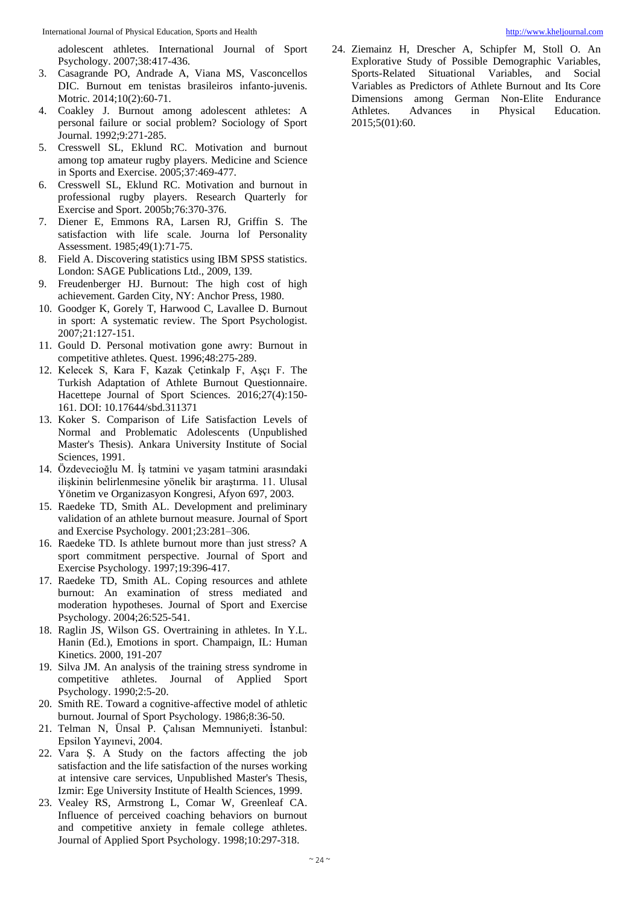adolescent athletes. International Journal of Sport Psychology. 2007;38:417-436.

3. Casagrande PO, Andrade A, Viana MS, Vasconcellos DIC. Burnout em tenistas brasileiros infanto-juvenis. Motric. 2014;10(2):60-71.
4. Coakley J. Burnout among adolescent athletes: A personal failure or social problem? Sociology of Sport Journal. 1992;9:271-285.
5. Cresswell SL, Eklund RC. Motivation and burnout among top amateur rugby players. Medicine and Science in Sports and Exercise. 2005;37:469-477.
6. Cresswell SL, Eklund RC. Motivation and burnout in professional rugby players. Research Quarterly for Exercise and Sport. 2005b;76:370-376.
7. Diener E, Emmons RA, Larsen RJ, Griffin S. The satisfaction with life scale. Journa lof Personality Assessment. 1985;49(1):71-75.
8. Field A. Discovering statistics using IBM SPSS statistics. London: SAGE Publications Ltd., 2009, 139.
9. Freudenberger HJ. Burnout: The high cost of high achievement. Garden City, NY: Anchor Press, 1980.
10. Goodger K, Gorely T, Harwood C, Lavallee D. Burnout in sport: A systematic review. The Sport Psychologist. 2007;21:127-151.
11. Gould D. Personal motivation gone awry: Burnout in competitive athletes. Quest. 1996;48:275-289.
12. Kelecek S, Kara F, Kazak Çetinkalp F, Aşçı F. The Turkish Adaptation of Athlete Burnout Questionnaire. Hacettepe Journal of Sport Sciences. 2016;27(4):150-161. DOI: 10.17644/sbd.311371
13. Koker S. Comparison of Life Satisfaction Levels of Normal and Problematic Adolescents (Unpublished Master's Thesis). Ankara University Institute of Social Sciences, 1991.
14. Özdevecioğlu M. İş tatmini ve yaşam tatmini arasındaki ilişkinin belirlenmesine yönelik bir araştırma. 11. Ulusal Yönetim ve Organizasyon Kongresi, Afyon 697, 2003.
15. Raedeke TD, Smith AL. Development and preliminary validation of an athlete burnout measure. Journal of Sport and Exercise Psychology. 2001;23:281–306.
16. Raedeke TD. Is athlete burnout more than just stress? A sport commitment perspective. Journal of Sport and Exercise Psychology. 1997;19:396-417.
17. Raedeke TD, Smith AL. Coping resources and athlete burnout: An examination of stress mediated and moderation hypotheses. Journal of Sport and Exercise Psychology. 2004;26:525-541.
18. Raglin JS, Wilson GS. Overtraining in athletes. In Y.L. Hanin (Ed.), Emotions in sport. Champaign, IL: Human Kinetics. 2000, 191-207
19. Silva JM. An analysis of the training stress syndrome in competitive athletes. Journal of Applied Sport Psychology. 1990;2:5-20.
20. Smith RE. Toward a cognitive-affective model of athletic burnout. Journal of Sport Psychology. 1986;8:36-50.
21. Telman N, Ünsal P. Çalısan Memnuniyeti. İstanbul: Epsilon Yayınevi, 2004.
22. Vara Ş. A Study on the factors affecting the job satisfaction and the life satisfaction of the nurses working at intensive care services, Unpublished Master's Thesis, Izmir: Ege University Institute of Health Sciences, 1999.
23. Vealey RS, Armstrong L, Comar W, Greenleaf CA. Influence of perceived coaching behaviors on burnout and competitive anxiety in female college athletes. Journal of Applied Sport Psychology. 1998;10:297-318.
24. Ziemainz H, Drescher A, Schipfer M, Stoll O. An Explorative Study of Possible Demographic Variables, Sports-Related Situational Variables, and Social Variables as Predictors of Athlete Burnout and Its Core Dimensions among German Non-Elite Endurance Athletes. Advances in Physical Education. 2015;5(01):60.